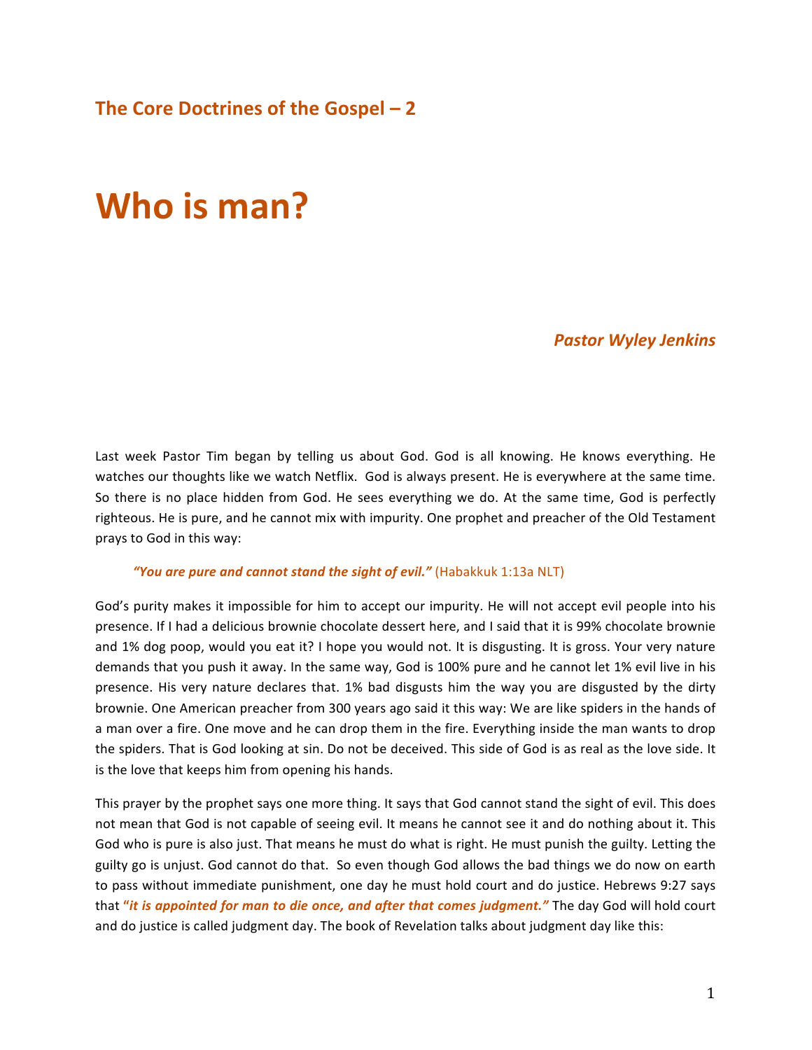### The Core Doctrines of the Gospel – 2

# Who is man?

***Pastor Wyley Jenkins***

Last week Pastor Tim began by telling us about God. God is all knowing. He knows everything. He watches our thoughts like we watch Netflix. God is always present. He is everywhere at the same time. So there is no place hidden from God. He sees everything we do. At the same time, God is perfectly righteous. He is pure, and he cannot mix with impurity. One prophet and preacher of the Old Testament prays to God in this way:

> ***"You are pure and cannot stand the sight of evil."*** (Habakkuk 1:13a NLT)

God's purity makes it impossible for him to accept our impurity. He will not accept evil people into his presence. If I had a delicious brownie chocolate dessert here, and I said that it is 99% chocolate brownie and 1% dog poop, would you eat it? I hope you would not. It is disgusting. It is gross. Your very nature demands that you push it away. In the same way, God is 100% pure and he cannot let 1% evil live in his presence. His very nature declares that. 1% bad disgusts him the way you are disgusted by the dirty brownie. One American preacher from 300 years ago said it this way: We are like spiders in the hands of a man over a fire. One move and he can drop them in the fire. Everything inside the man wants to drop the spiders. That is God looking at sin. Do not be deceived. This side of God is as real as the love side. It is the love that keeps him from opening his hands.

This prayer by the prophet says one more thing. It says that God cannot stand the sight of evil. This does not mean that God is not capable of seeing evil. It means he cannot see it and do nothing about it. This God who is pure is also just. That means he must do what is right. He must punish the guilty. Letting the guilty go is unjust. God cannot do that. So even though God allows the bad things we do now on earth to pass without immediate punishment, one day he must hold court and do justice. Hebrews 9:27 says that ***"it is appointed for man to die once, and after that comes judgment."*** The day God will hold court and do justice is called judgment day. The book of Revelation talks about judgment day like this: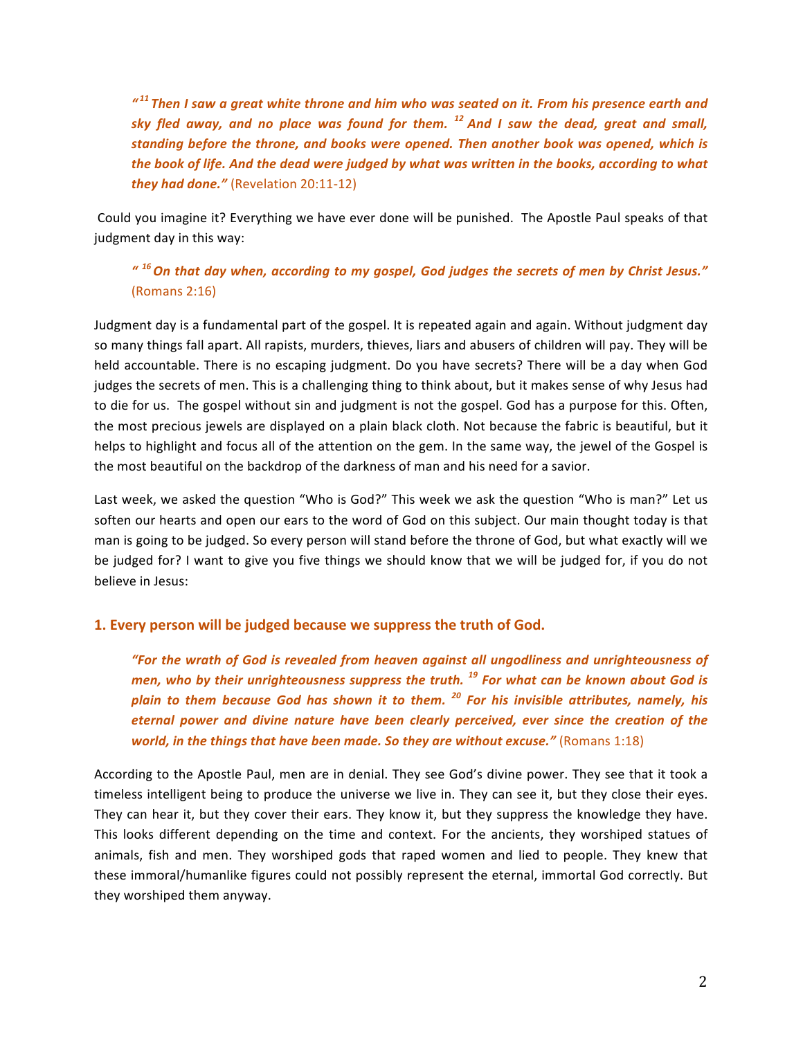> ***"[11] Then I saw a great white throne and him who was seated on it. From his presence earth and sky fled away, and no place was found for them. [12] And I saw the dead, great and small, standing before the throne, and books were opened. Then another book was opened, which is the book of life. And the dead were judged by what was written in the books, according to what they had done."*** (Revelation 20:11-12)

Could you imagine it? Everything we have ever done will be punished. The Apostle Paul speaks of that judgment day in this way:

> ***" [16] On that day when, according to my gospel, God judges the secrets of men by Christ Jesus."*** (Romans 2:16)

Judgment day is a fundamental part of the gospel. It is repeated again and again. Without judgment day so many things fall apart. All rapists, murders, thieves, liars and abusers of children will pay. They will be held accountable. There is no escaping judgment. Do you have secrets? There will be a day when God judges the secrets of men. This is a challenging thing to think about, but it makes sense of why Jesus had to die for us. The gospel without sin and judgment is not the gospel. God has a purpose for this. Often, the most precious jewels are displayed on a plain black cloth. Not because the fabric is beautiful, but it helps to highlight and focus all of the attention on the gem. In the same way, the jewel of the Gospel is the most beautiful on the backdrop of the darkness of man and his need for a savior.

Last week, we asked the question "Who is God?" This week we ask the question "Who is man?" Let us soften our hearts and open our ears to the word of God on this subject. Our main thought today is that man is going to be judged. So every person will stand before the throne of God, but what exactly will we be judged for? I want to give you five things we should know that we will be judged for, if you do not believe in Jesus:

### 1. Every person will be judged because we suppress the truth of God.

> ***"For the wrath of God is revealed from heaven against all ungodliness and unrighteousness of men, who by their unrighteousness suppress the truth. [19] For what can be known about God is plain to them because God has shown it to them. [20] For his invisible attributes, namely, his eternal power and divine nature have been clearly perceived, ever since the creation of the world, in the things that have been made. So they are without excuse."*** (Romans 1:18)

According to the Apostle Paul, men are in denial. They see God's divine power. They see that it took a timeless intelligent being to produce the universe we live in. They can see it, but they close their eyes. They can hear it, but they cover their ears. They know it, but they suppress the knowledge they have. This looks different depending on the time and context. For the ancients, they worshiped statues of animals, fish and men. They worshiped gods that raped women and lied to people. They knew that these immoral/humanlike figures could not possibly represent the eternal, immortal God correctly. But they worshiped them anyway.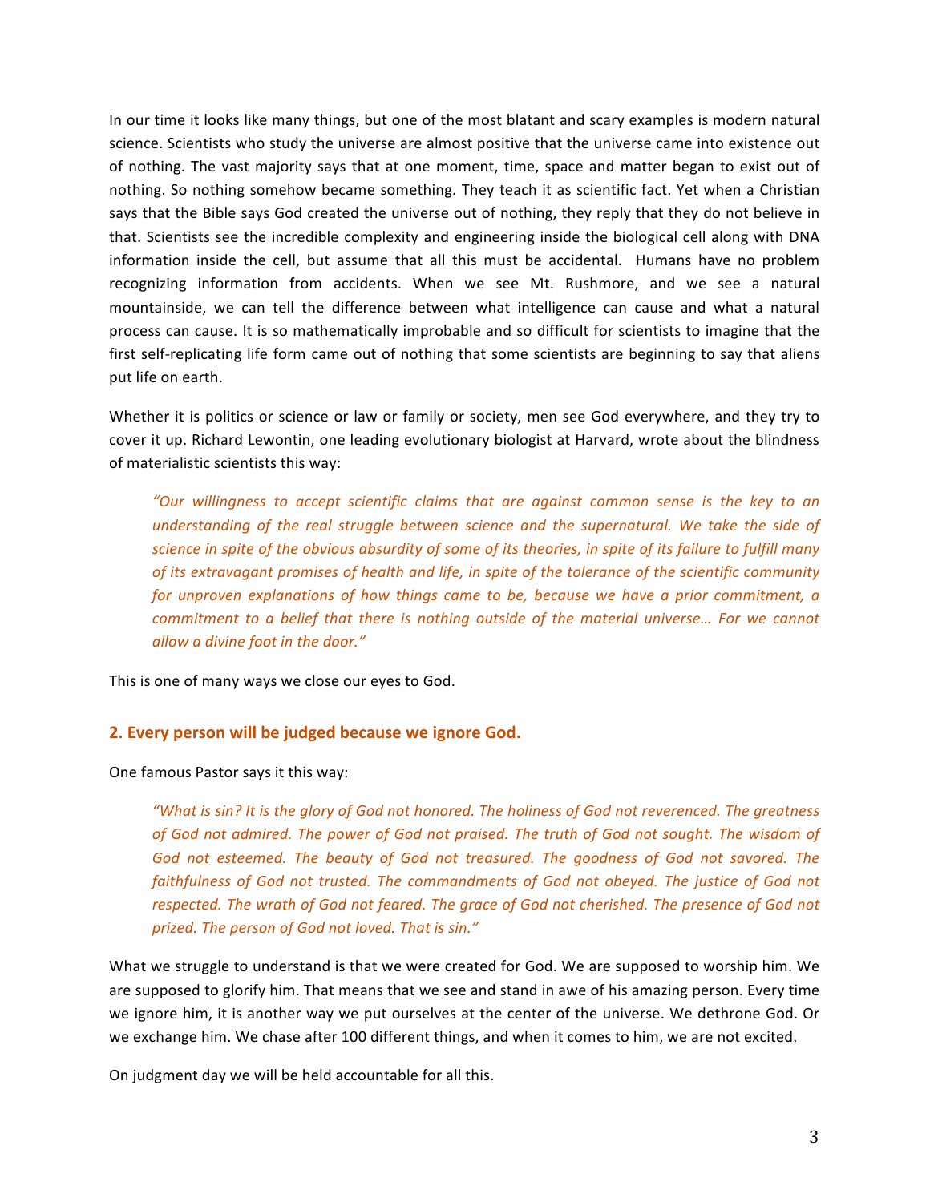In our time it looks like many things, but one of the most blatant and scary examples is modern natural science. Scientists who study the universe are almost positive that the universe came into existence out of nothing. The vast majority says that at one moment, time, space and matter began to exist out of nothing. So nothing somehow became something. They teach it as scientific fact. Yet when a Christian says that the Bible says God created the universe out of nothing, they reply that they do not believe in that. Scientists see the incredible complexity and engineering inside the biological cell along with DNA information inside the cell, but assume that all this must be accidental.  Humans have no problem recognizing information from accidents. When we see Mt. Rushmore, and we see a natural mountainside, we can tell the difference between what intelligence can cause and what a natural process can cause. It is so mathematically improbable and so difficult for scientists to imagine that the first self-replicating life form came out of nothing that some scientists are beginning to say that aliens put life on earth.

Whether it is politics or science or law or family or society, men see God everywhere, and they try to cover it up. Richard Lewontin, one leading evolutionary biologist at Harvard, wrote about the blindness of materialistic scientists this way:

> *"Our willingness to accept scientific claims that are against common sense is the key to an understanding of the real struggle between science and the supernatural. We take the side of science in spite of the obvious absurdity of some of its theories, in spite of its failure to fulfill many of its extravagant promises of health and life, in spite of the tolerance of the scientific community for unproven explanations of how things came to be, because we have a prior commitment, a commitment to a belief that there is nothing outside of the material universe… For we cannot allow a divine foot in the door."*

This is one of many ways we close our eyes to God.

## 2. Every person will be judged because we ignore God.

One famous Pastor says it this way:

> *"What is sin? It is the glory of God not honored. The holiness of God not reverenced. The greatness of God not admired. The power of God not praised. The truth of God not sought. The wisdom of God not esteemed. The beauty of God not treasured. The goodness of God not savored. The faithfulness of God not trusted. The commandments of God not obeyed. The justice of God not respected. The wrath of God not feared. The grace of God not cherished. The presence of God not prized. The person of God not loved. That is sin."*

What we struggle to understand is that we were created for God. We are supposed to worship him. We are supposed to glorify him. That means that we see and stand in awe of his amazing person. Every time we ignore him, it is another way we put ourselves at the center of the universe. We dethrone God. Or we exchange him. We chase after 100 different things, and when it comes to him, we are not excited.

On judgment day we will be held accountable for all this.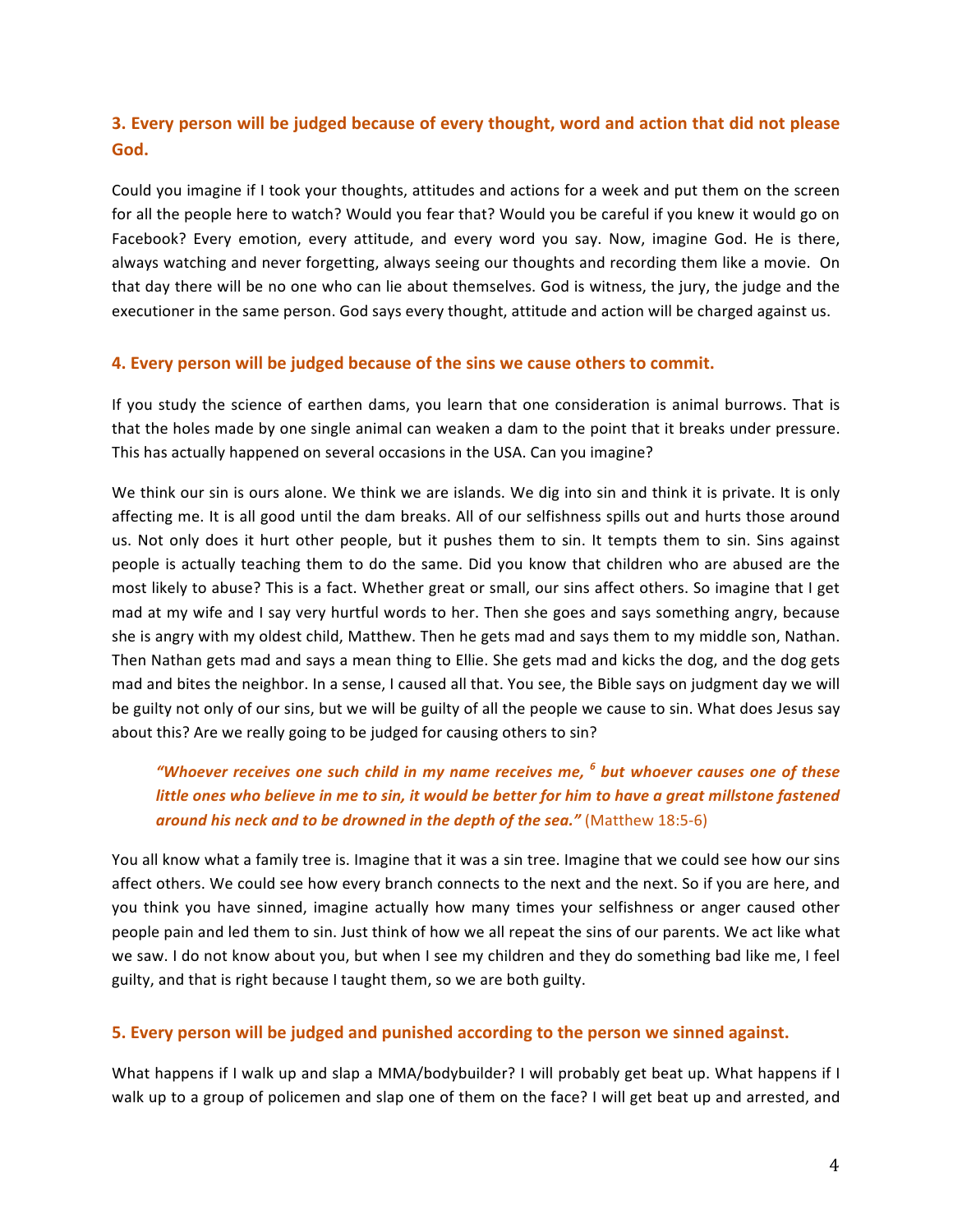### 3. Every person will be judged because of every thought, word and action that did not please God.

Could you imagine if I took your thoughts, attitudes and actions for a week and put them on the screen for all the people here to watch? Would you fear that? Would you be careful if you knew it would go on Facebook? Every emotion, every attitude, and every word you say. Now, imagine God. He is there, always watching and never forgetting, always seeing our thoughts and recording them like a movie. On that day there will be no one who can lie about themselves. God is witness, the jury, the judge and the executioner in the same person. God says every thought, attitude and action will be charged against us.

### 4. Every person will be judged because of the sins we cause others to commit.

If you study the science of earthen dams, you learn that one consideration is animal burrows. That is that the holes made by one single animal can weaken a dam to the point that it breaks under pressure. This has actually happened on several occasions in the USA. Can you imagine?

We think our sin is ours alone. We think we are islands. We dig into sin and think it is private. It is only affecting me. It is all good until the dam breaks. All of our selfishness spills out and hurts those around us. Not only does it hurt other people, but it pushes them to sin. It tempts them to sin. Sins against people is actually teaching them to do the same. Did you know that children who are abused are the most likely to abuse? This is a fact. Whether great or small, our sins affect others. So imagine that I get mad at my wife and I say very hurtful words to her. Then she goes and says something angry, because she is angry with my oldest child, Matthew. Then he gets mad and says them to my middle son, Nathan. Then Nathan gets mad and says a mean thing to Ellie. She gets mad and kicks the dog, and the dog gets mad and bites the neighbor. In a sense, I caused all that. You see, the Bible says on judgment day we will be guilty not only of our sins, but we will be guilty of all the people we cause to sin. What does Jesus say about this? Are we really going to be judged for causing others to sin?

> ***"Whoever receives one such child in my name receives me, [6] but whoever causes one of these little ones who believe in me to sin, it would be better for him to have a great millstone fastened around his neck and to be drowned in the depth of the sea."*** (Matthew 18:5-6)

You all know what a family tree is. Imagine that it was a sin tree. Imagine that we could see how our sins affect others. We could see how every branch connects to the next and the next. So if you are here, and you think you have sinned, imagine actually how many times your selfishness or anger caused other people pain and led them to sin. Just think of how we all repeat the sins of our parents. We act like what we saw. I do not know about you, but when I see my children and they do something bad like me, I feel guilty, and that is right because I taught them, so we are both guilty.

### 5. Every person will be judged and punished according to the person we sinned against.

What happens if I walk up and slap a MMA/bodybuilder? I will probably get beat up. What happens if I walk up to a group of policemen and slap one of them on the face? I will get beat up and arrested, and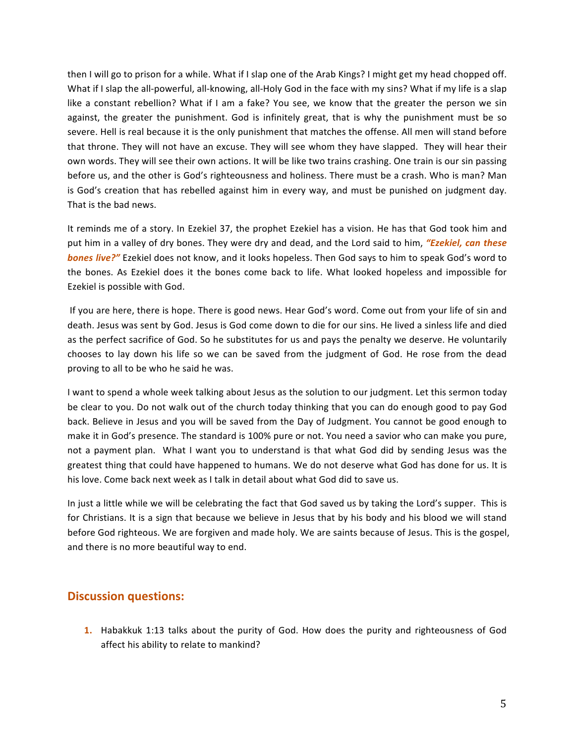then I will go to prison for a while. What if I slap one of the Arab Kings? I might get my head chopped off. What if I slap the all-powerful, all-knowing, all-Holy God in the face with my sins? What if my life is a slap like a constant rebellion? What if I am a fake? You see, we know that the greater the person we sin against, the greater the punishment. God is infinitely great, that is why the punishment must be so severe. Hell is real because it is the only punishment that matches the offense. All men will stand before that throne. They will not have an excuse. They will see whom they have slapped. They will hear their own words. They will see their own actions. It will be like two trains crashing. One train is our sin passing before us, and the other is God's righteousness and holiness. There must be a crash. Who is man? Man is God's creation that has rebelled against him in every way, and must be punished on judgment day. That is the bad news.

It reminds me of a story. In Ezekiel 37, the prophet Ezekiel has a vision. He has that God took him and put him in a valley of dry bones. They were dry and dead, and the Lord said to him, ***"Ezekiel, can these bones live?"*** Ezekiel does not know, and it looks hopeless. Then God says to him to speak God's word to the bones. As Ezekiel does it the bones come back to life. What looked hopeless and impossible for Ezekiel is possible with God.

If you are here, there is hope. There is good news. Hear God's word. Come out from your life of sin and death. Jesus was sent by God. Jesus is God come down to die for our sins. He lived a sinless life and died as the perfect sacrifice of God. So he substitutes for us and pays the penalty we deserve. He voluntarily chooses to lay down his life so we can be saved from the judgment of God. He rose from the dead proving to all to be who he said he was.

I want to spend a whole week talking about Jesus as the solution to our judgment. Let this sermon today be clear to you. Do not walk out of the church today thinking that you can do enough good to pay God back. Believe in Jesus and you will be saved from the Day of Judgment. You cannot be good enough to make it in God's presence. The standard is 100% pure or not. You need a savior who can make you pure, not a payment plan. What I want you to understand is that what God did by sending Jesus was the greatest thing that could have happened to humans. We do not deserve what God has done for us. It is his love. Come back next week as I talk in detail about what God did to save us.

In just a little while we will be celebrating the fact that God saved us by taking the Lord's supper. This is for Christians. It is a sign that because we believe in Jesus that by his body and his blood we will stand before God righteous. We are forgiven and made holy. We are saints because of Jesus. This is the gospel, and there is no more beautiful way to end.

## Discussion questions:

1. Habakkuk 1:13 talks about the purity of God. How does the purity and righteousness of God affect his ability to relate to mankind?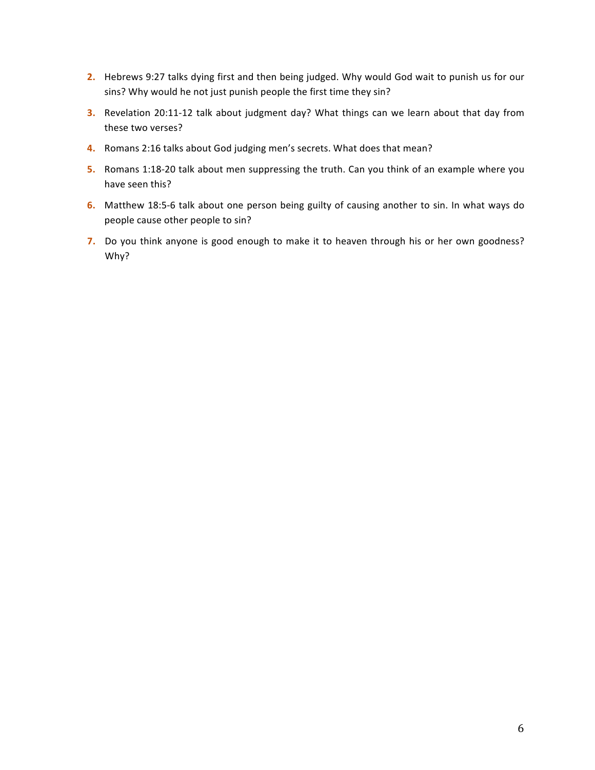2. Hebrews 9:27 talks dying first and then being judged. Why would God wait to punish us for our sins? Why would he not just punish people the first time they sin?
3. Revelation 20:11-12 talk about judgment day? What things can we learn about that day from these two verses?
4. Romans 2:16 talks about God judging men's secrets. What does that mean?
5. Romans 1:18-20 talk about men suppressing the truth. Can you think of an example where you have seen this?
6. Matthew 18:5-6 talk about one person being guilty of causing another to sin. In what ways do people cause other people to sin?
7. Do you think anyone is good enough to make it to heaven through his or her own goodness? Why?